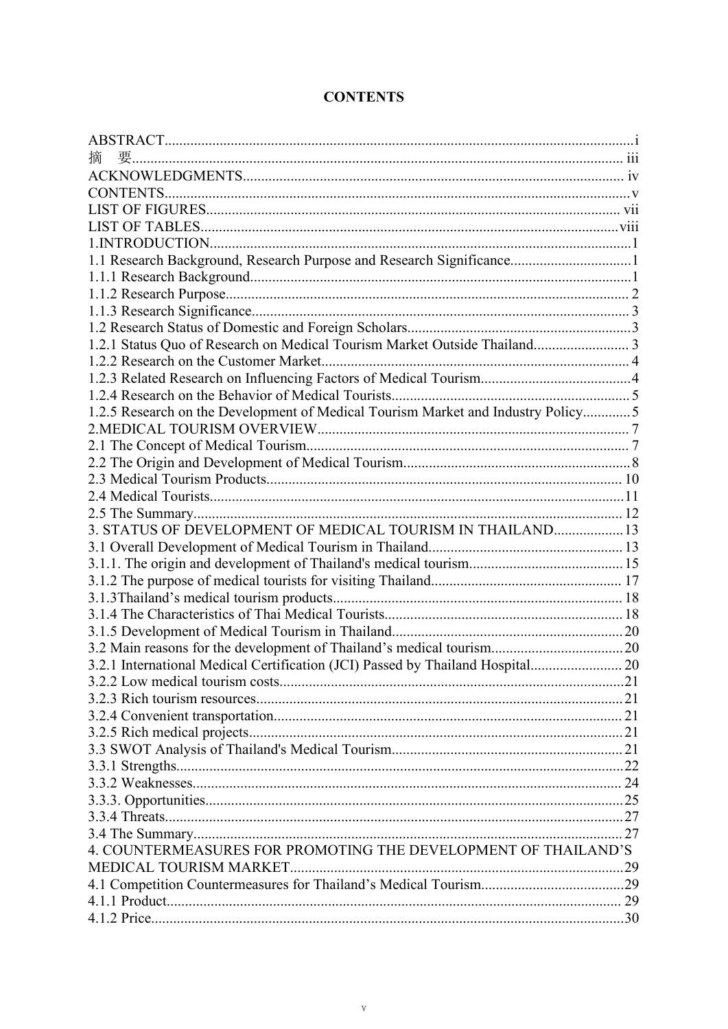**CONTENTS**

ABSTRACT....i
摘　要....iii
ACKNOWLEDGMENTS....iv
CONTENTS....v
LIST OF FIGURES....vii
LIST OF TABLES....viii
1.INTRODUCTION....1
1.1 Research Background, Research Purpose and Research Significance....1
1.1.1 Research Background....1
1.1.2 Research Purpose....2
1.1.3 Research Significance....3
1.2 Research Status of Domestic and Foreign Scholars....3
1.2.1 Status Quo of Research on Medical Tourism Market Outside Thailand....3
1.2.2 Research on the Customer Market....4
1.2.3 Related Research on Influencing Factors of Medical Tourism....4
1.2.4 Research on the Behavior of Medical Tourists....5
1.2.5 Research on the Development of Medical Tourism Market and Industry Policy....5
2.MEDICAL TOURISM OVERVIEW....7
2.1 The Concept of Medical Tourism....7
2.2 The Origin and Development of Medical Tourism....8
2.3 Medical Tourism Products....10
2.4 Medical Tourists....11
2.5 The Summary....12
3. STATUS OF DEVELOPMENT OF MEDICAL TOURISM IN THAILAND....13
3.1 Overall Development of Medical Tourism in Thailand....13
3.1.1. The origin and development of Thailand's medical tourism....15
3.1.2 The purpose of medical tourists for visiting Thailand....17
3.1.3Thailand's medical tourism products....18
3.1.4 The Characteristics of Thai Medical Tourists....18
3.1.5 Development of Medical Tourism in Thailand....20
3.2 Main reasons for the development of Thailand's medical tourism....20
3.2.1 International Medical Certification (JCI) Passed by Thailand Hospital....20
3.2.2 Low medical tourism costs....21
3.2.3 Rich tourism resources....21
3.2.4 Convenient transportation....21
3.2.5 Rich medical projects....21
3.3 SWOT Analysis of Thailand's Medical Tourism....21
3.3.1 Strengths....22
3.3.2 Weaknesses....24
3.3.3. Opportunities....25
3.3.4 Threats....27
3.4 The Summary....27
4. COUNTERMEASURES FOR PROMOTING THE DEVELOPMENT OF THAILAND'S MEDICAL TOURISM MARKET....29
4.1 Competition Countermeasures for Thailand's Medical Tourism....29
4.1.1 Product....29
4.1.2 Price....30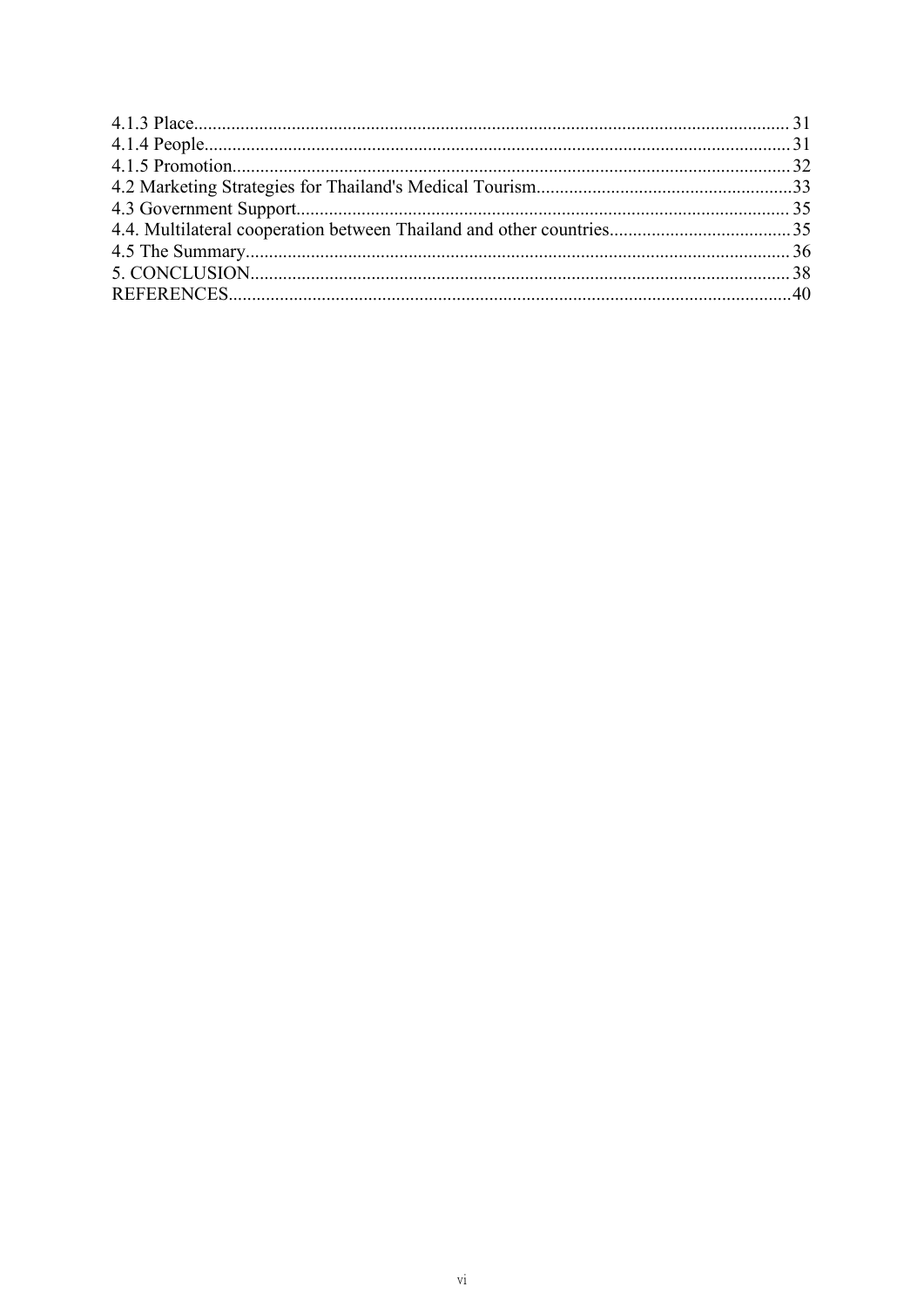4.1.3 Place ........................................................................................................ 31
4.1.4 People ....................................................................................................... 31
4.1.5 Promotion ................................................................................................. 32
4.2 Marketing Strategies for Thailand's Medical Tourism ................................... 33
4.3 Government Support .................................................................................... 35
4.4. Multilateral cooperation between Thailand and other countries .................... 35
4.5 The Summary ............................................................................................... 36
5. CONCLUSION ............................................................................................... 38
REFERENCES .................................................................................................... 40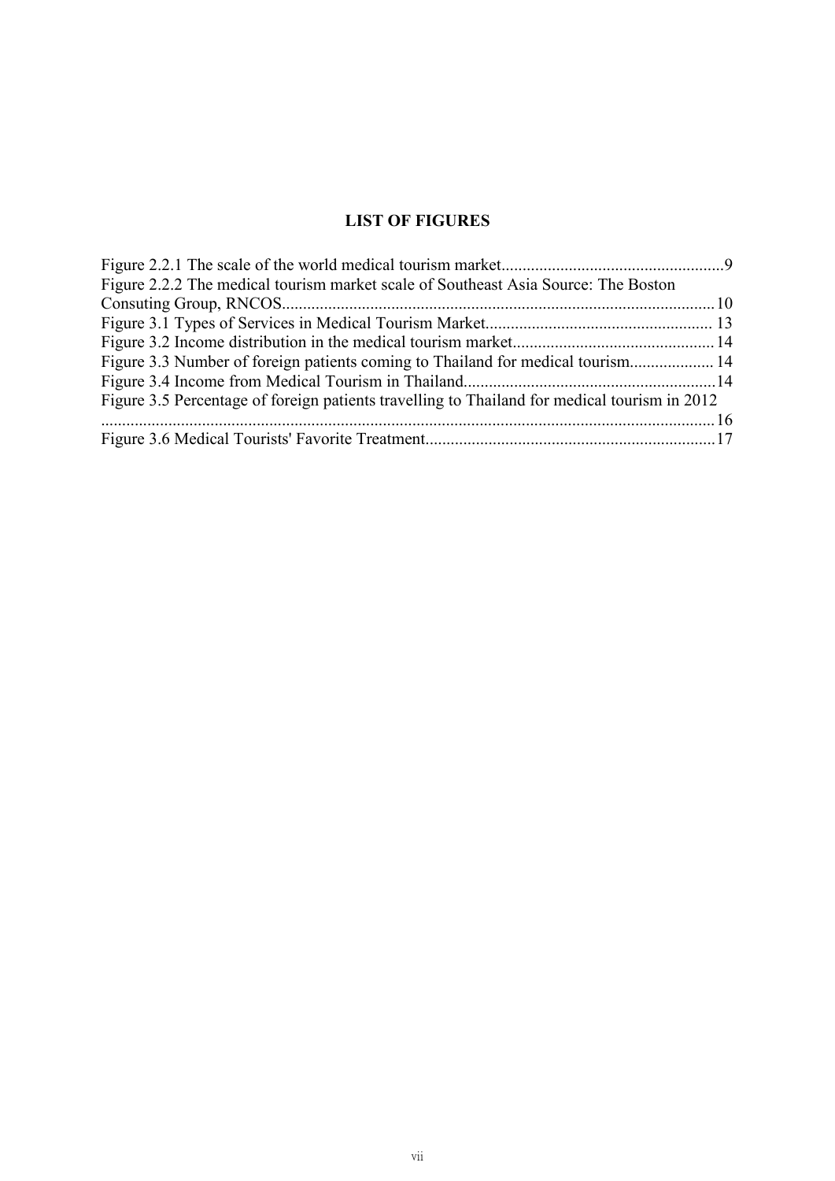# LIST OF FIGURES

Figure 2.2.1 The scale of the world medical tourism market....................................................9
Figure 2.2.2 The medical tourism market scale of Southeast Asia Source: The Boston Consuting Group, RNCOS......................................................................................................10
Figure 3.1 Types of Services in Medical Tourism Market...................................................... 13
Figure 3.2 Income distribution in the medical tourism market................................................14
Figure 3.3 Number of foreign patients coming to Thailand for medical tourism.................... 14
Figure 3.4 Income from Medical Tourism in Thailand............................................................14
Figure 3.5 Percentage of foreign patients travelling to Thailand for medical tourism in 2012 ..................................................................................................................................16
Figure 3.6 Medical Tourists' Favorite Treatment.....................................................................17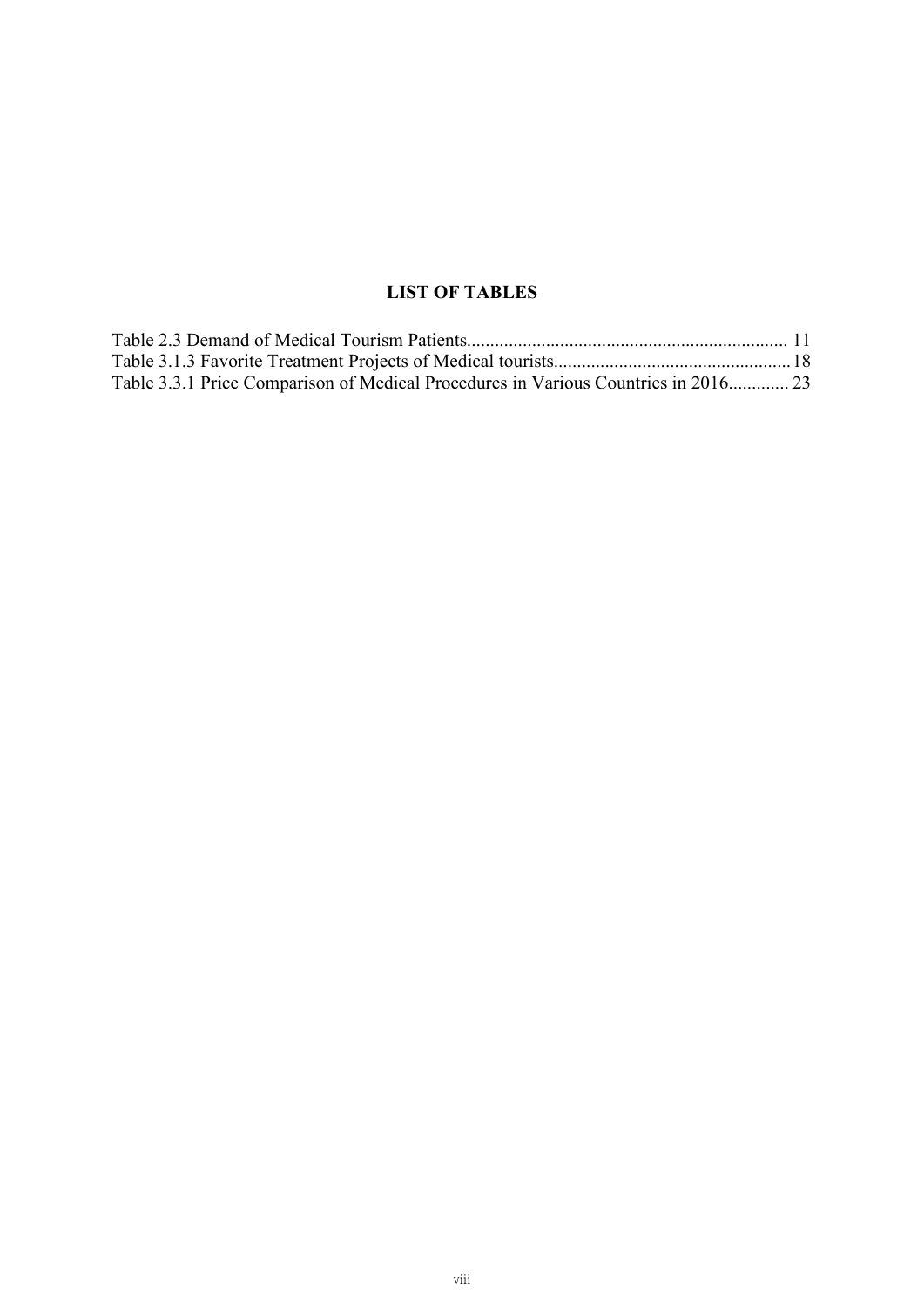# LIST OF TABLES

Table 2.3 Demand of Medical Tourism Patients.................................................................... 11
Table 3.1.3 Favorite Treatment Projects of Medical tourists..................................................18
Table 3.3.1 Price Comparison of Medical Procedures in Various Countries in 2016............. 23